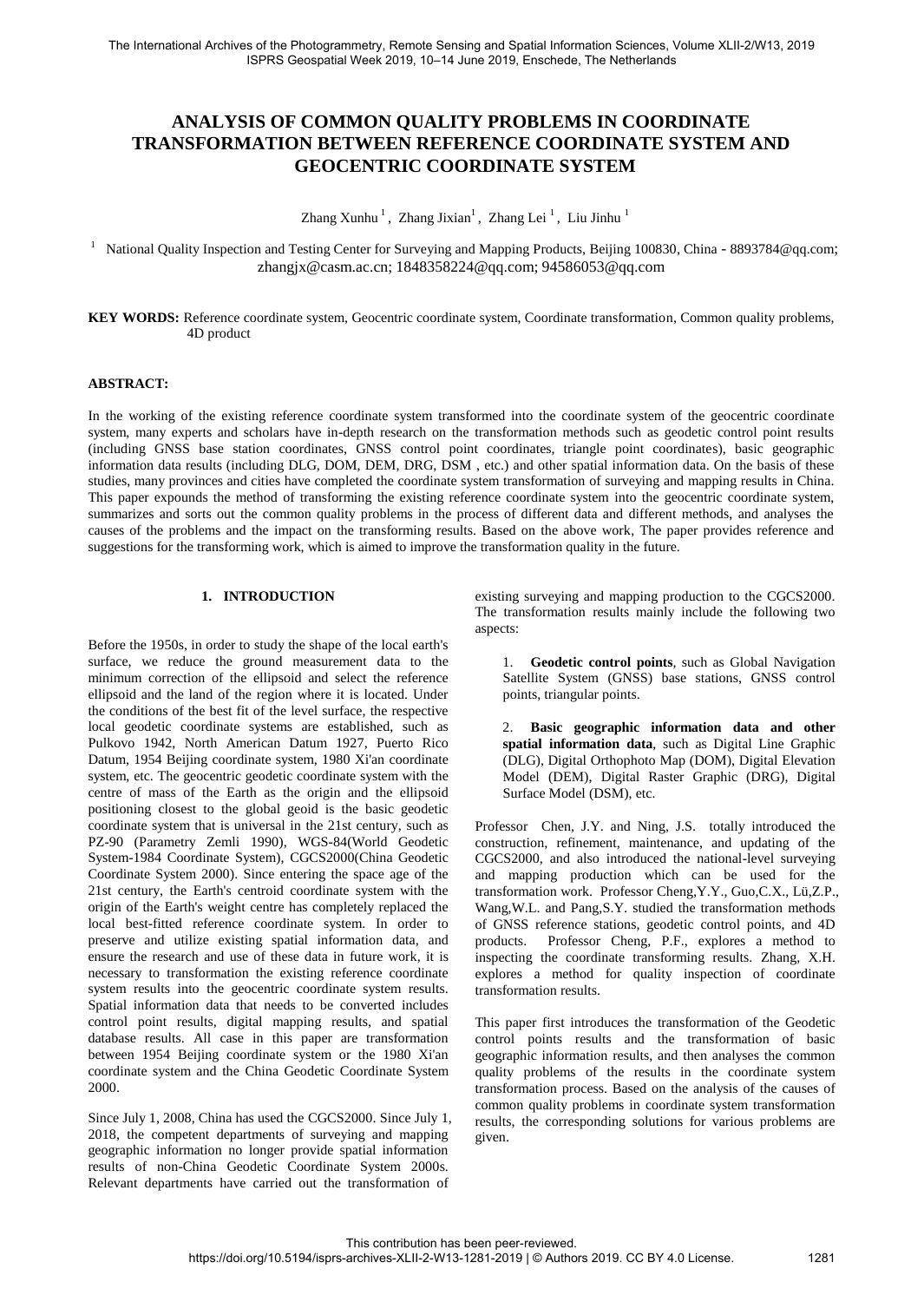# ANALYSIS OF COMMON QUALITY PROBLEMS IN COORDINATE TRANSFORMATION BETWEEN REFERENCE COORDINATE SYSTEM AND GEOCENTRIC COORDINATE SYSTEM

Zhang Xunhu [1], Zhang Jixian[1], Zhang Lei [1], Liu Jinhu [1]

[1] National Quality Inspection and Testing Center for Surveying and Mapping Products, Beijing 100830, China - 8893784@qq.com; zhangjx@casm.ac.cn; 1848358224@qq.com; 94586053@qq.com

**KEY WORDS:** Reference coordinate system, Geocentric coordinate system, Coordinate transformation, Common quality problems, 4D product

**ABSTRACT:**

In the working of the existing reference coordinate system transformed into the coordinate system of the geocentric coordinate system, many experts and scholars have in-depth research on the transformation methods such as geodetic control point results (including GNSS base station coordinates, GNSS control point coordinates, triangle point coordinates), basic geographic information data results (including DLG, DOM, DEM, DRG, DSM , etc.) and other spatial information data. On the basis of these studies, many provinces and cities have completed the coordinate system transformation of surveying and mapping results in China. This paper expounds the method of transforming the existing reference coordinate system into the geocentric coordinate system, summarizes and sorts out the common quality problems in the process of different data and different methods, and analyses the causes of the problems and the impact on the transforming results. Based on the above work, The paper provides reference and suggestions for the transforming work, which is aimed to improve the transformation quality in the future.

## 1. INTRODUCTION

Before the 1950s, in order to study the shape of the local earth's surface, we reduce the ground measurement data to the minimum correction of the ellipsoid and select the reference ellipsoid and the land of the region where it is located. Under the conditions of the best fit of the level surface, the respective local geodetic coordinate systems are established, such as Pulkovo 1942, North American Datum 1927, Puerto Rico Datum, 1954 Beijing coordinate system, 1980 Xi'an coordinate system, etc. The geocentric geodetic coordinate system with the centre of mass of the Earth as the origin and the ellipsoid positioning closest to the global geoid is the basic geodetic coordinate system that is universal in the 21st century, such as PZ-90 (Parametry Zemli 1990), WGS-84(World Geodetic System-1984 Coordinate System), CGCS2000(China Geodetic Coordinate System 2000). Since entering the space age of the 21st century, the Earth's centroid coordinate system with the origin of the Earth's weight centre has completely replaced the local best-fitted reference coordinate system. In order to preserve and utilize existing spatial information data, and ensure the research and use of these data in future work, it is necessary to transformation the existing reference coordinate system results into the geocentric coordinate system results. Spatial information data that needs to be converted includes control point results, digital mapping results, and spatial database results. All case in this paper are transformation between 1954 Beijing coordinate system or the 1980 Xi'an coordinate system and the China Geodetic Coordinate System 2000.

Since July 1, 2008, China has used the CGCS2000. Since July 1, 2018, the competent departments of surveying and mapping geographic information no longer provide spatial information results of non-China Geodetic Coordinate System 2000s. Relevant departments have carried out the transformation of existing surveying and mapping production to the CGCS2000. The transformation results mainly include the following two aspects:

1. **Geodetic control points**, such as Global Navigation Satellite System (GNSS) base stations, GNSS control points, triangular points.

2. **Basic geographic information data and other spatial information data**, such as Digital Line Graphic (DLG), Digital Orthophoto Map (DOM), Digital Elevation Model (DEM), Digital Raster Graphic (DRG), Digital Surface Model (DSM), etc.

Professor Chen, J.Y. and Ning, J.S. totally introduced the construction, refinement, maintenance, and updating of the CGCS2000, and also introduced the national-level surveying and mapping production which can be used for the transformation work. Professor Cheng,Y.Y., Guo,C.X., Lü,Z.P., Wang,W.L. and Pang,S.Y. studied the transformation methods of GNSS reference stations, geodetic control points, and 4D products. Professor Cheng, P.F., explores a method to inspecting the coordinate transforming results. Zhang, X.H. explores a method for quality inspection of coordinate transformation results.

This paper first introduces the transformation of the Geodetic control points results and the transformation of basic geographic information results, and then analyses the common quality problems of the results in the coordinate system transformation process. Based on the analysis of the causes of common quality problems in coordinate system transformation results, the corresponding solutions for various problems are given.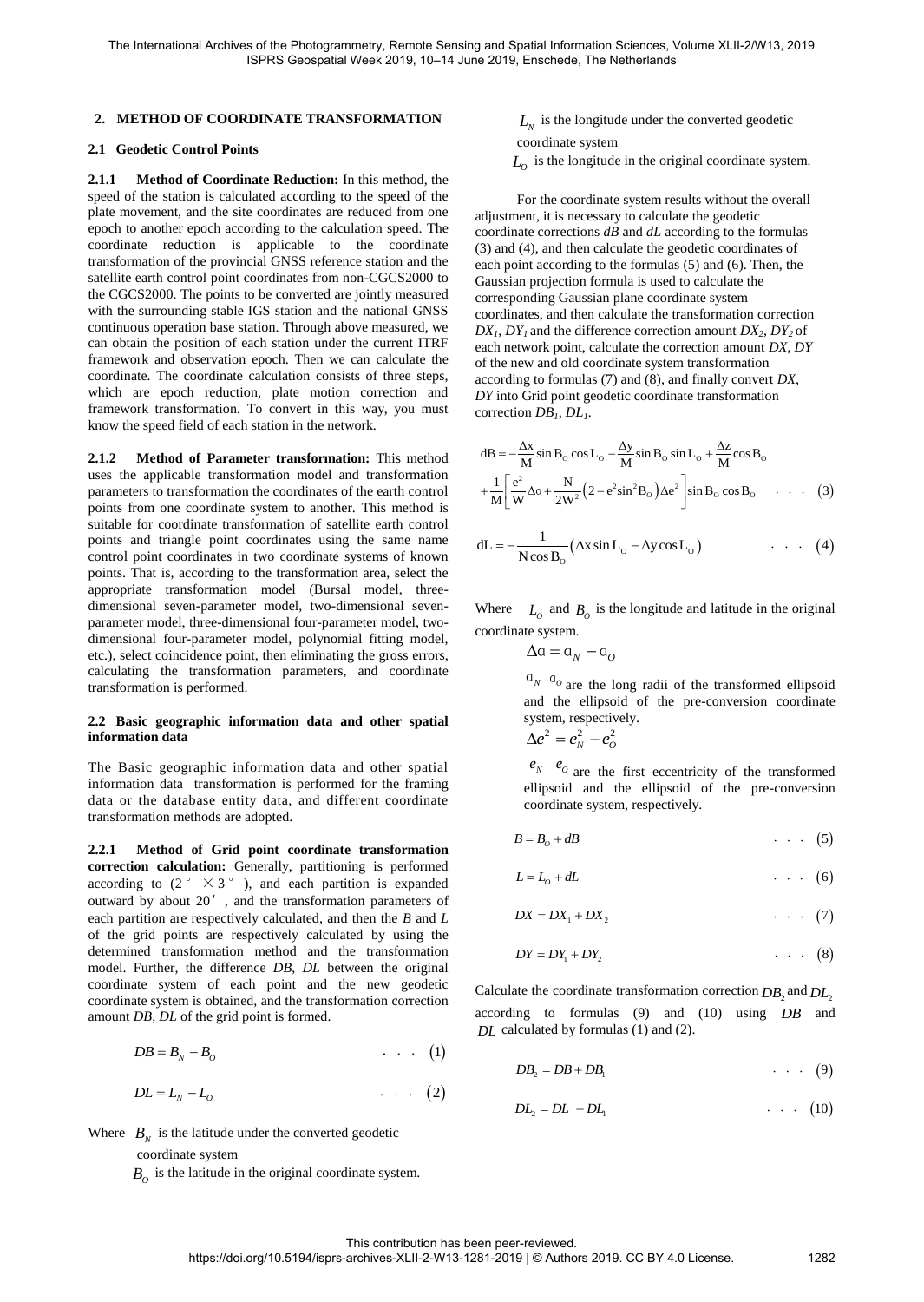## 2. METHOD OF COORDINATE TRANSFORMATION

### 2.1 Geodetic Control Points

**2.1.1 Method of Coordinate Reduction:** In this method, the speed of the station is calculated according to the speed of the plate movement, and the site coordinates are reduced from one epoch to another epoch according to the calculation speed. The coordinate reduction is applicable to the coordinate transformation of the provincial GNSS reference station and the satellite earth control point coordinates from non-CGCS2000 to the CGCS2000. The points to be converted are jointly measured with the surrounding stable IGS station and the national GNSS continuous operation base station. Through above measured, we can obtain the position of each station under the current ITRF framework and observation epoch. Then we can calculate the coordinate. The coordinate calculation consists of three steps, which are epoch reduction, plate motion correction and framework transformation. To convert in this way, you must know the speed field of each station in the network.

**2.1.2 Method of Parameter transformation:** This method uses the applicable transformation model and transformation parameters to transformation the coordinates of the earth control points from one coordinate system to another. This method is suitable for coordinate transformation of satellite earth control points and triangle point coordinates using the same name control point coordinates in two coordinate systems of known points. That is, according to the transformation area, select the appropriate transformation model (Bursal model, three-dimensional seven-parameter model, two-dimensional seven-parameter model, three-dimensional four-parameter model, two-dimensional four-parameter model, polynomial fitting model, etc.), select coincidence point, then eliminating the gross errors, calculating the transformation parameters, and coordinate transformation is performed.

### 2.2 Basic geographic information data and other spatial information data

The Basic geographic information data and other spatial information data transformation is performed for the framing data or the database entity data, and different coordinate transformation methods are adopted.

**2.2.1 Method of Grid point coordinate transformation correction calculation:** Generally, partitioning is performed according to (2° ×3°), and each partition is expanded outward by about 20′, and the transformation parameters of each partition are respectively calculated, and then the *B* and *L* of the grid points are respectively calculated by using the determined transformation method and the transformation model. Further, the difference *DB*, *DL* between the original coordinate system of each point and the new geodetic coordinate system is obtained, and the transformation correction amount *DB*, *DL* of the grid point is formed.

$$DB = B_N - B_O \quad \cdots \quad (1)$$

$$DL = L_N - L_O \quad \cdots \quad (2)$$

Where $B_N$ is the latitude under the converted geodetic coordinate system

$B_O$ is the latitude in the original coordinate system.

$L_N$ is the longitude under the converted geodetic coordinate system

$L_O$ is the longitude in the original coordinate system.

For the coordinate system results without the overall adjustment, it is necessary to calculate the geodetic coordinate corrections *dB* and *dL* according to the formulas (3) and (4), and then calculate the geodetic coordinates of each point according to the formulas (5) and (6). Then, the Gaussian projection formula is used to calculate the corresponding Gaussian plane coordinate system coordinates, and then calculate the transformation correction $DX_1$, $DY_1$ and the difference correction amount $DX_2$, $DY_2$ of each network point, calculate the correction amount *DX*, *DY* of the new and old coordinate system transformation according to formulas (7) and (8), and finally convert *DX*, *DY* into Grid point geodetic coordinate transformation correction $DB_1$, $DL_1$.

$$dB = -\frac{\Delta x}{M}\sin B_O \cos L_O - \frac{\Delta y}{M}\sin B_O \sin L_O + \frac{\Delta z}{M}\cos B_O + \frac{1}{M}\left[\frac{e^2}{W}\Delta a + \frac{N}{2W^2}\left(2 - e^2 \sin^2 B_O\right)\Delta e^2\right]\sin B_O \cos B_O \quad \cdots \quad (3)$$

$$dL = -\frac{1}{N\cos B_O}\left(\Delta x \sin L_O - \Delta y \cos L_O\right) \quad \cdots \quad (4)$$

Where $L_O$ and $B_O$ is the longitude and latitude in the original coordinate system.

$$\Delta a = a_N - a_O$$

$a_N$ $a_O$ are the long radii of the transformed ellipsoid and the ellipsoid of the pre-conversion coordinate system, respectively.

$$\Delta e^2 = e_N^2 - e_O^2$$

$e_N$ $e_O$ are the first eccentricity of the transformed ellipsoid and the ellipsoid of the pre-conversion coordinate system, respectively.

$$B = B_O + dB \quad \cdots \quad (5)$$

$$L = L_O + dL \quad \cdots \quad (6)$$

$$DX = DX_1 + DX_2 \quad \cdots \quad (7)$$

$$DY = DY_1 + DY_2 \quad \cdots \quad (8)$$

Calculate the coordinate transformation correction $DB_2$ and $DL_2$ according to formulas (9) and (10) using $DB$ and $DL$ calculated by formulas (1) and (2).

$$DB_2 = DB + DB_1 \quad \cdots \quad (9)$$

$$DL_2 = DL + DL_1 \quad \cdots \quad (10)$$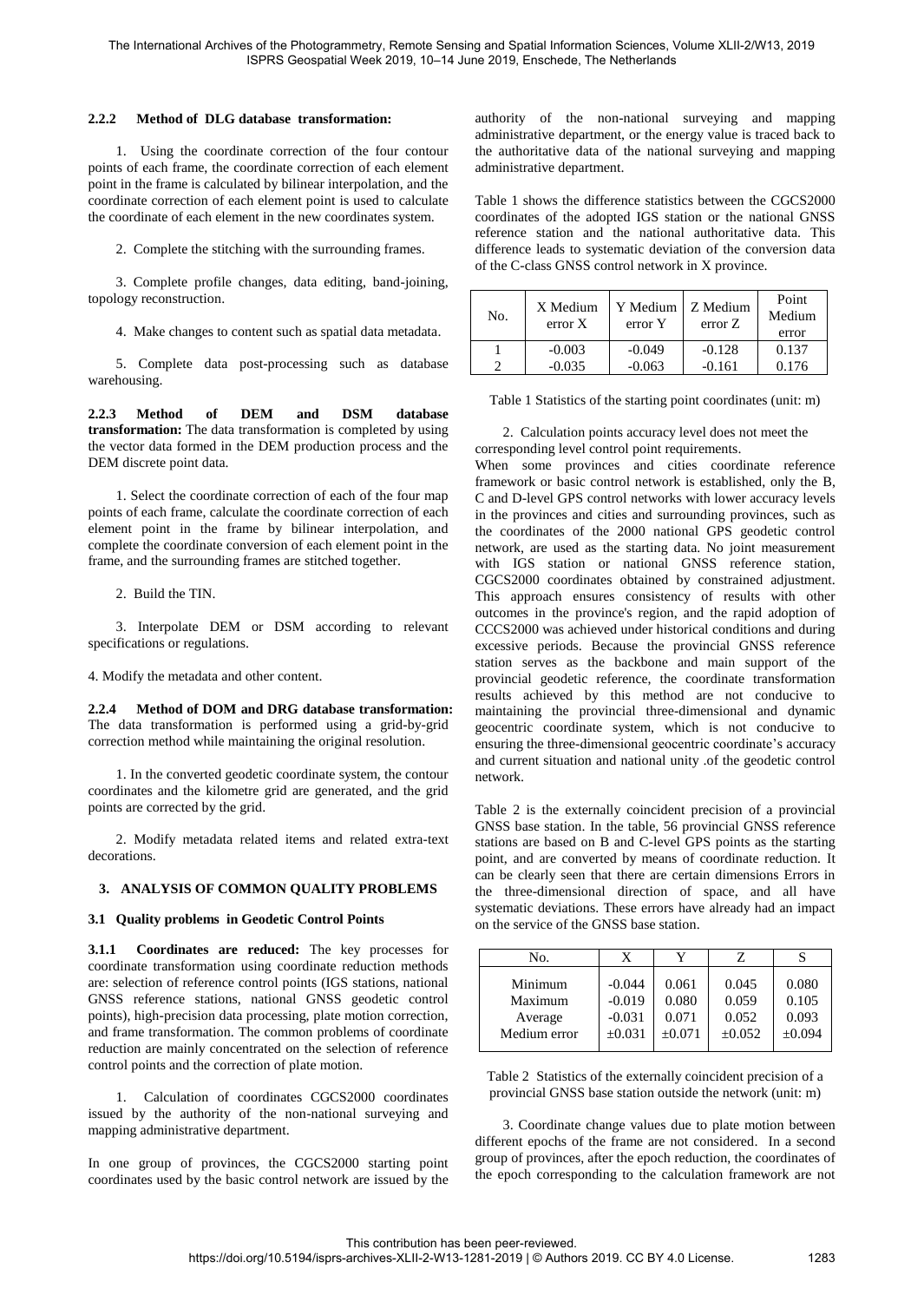#### 2.2.2 Method of DLG database transformation:

1. Using the coordinate correction of the four contour points of each frame, the coordinate correction of each element point in the frame is calculated by bilinear interpolation, and the coordinate correction of each element point is used to calculate the coordinate of each element in the new coordinates system.

2. Complete the stitching with the surrounding frames.

3. Complete profile changes, data editing, band-joining, topology reconstruction.

4. Make changes to content such as spatial data metadata.

5. Complete data post-processing such as database warehousing.

**2.2.3 Method of DEM and DSM database transformation:** The data transformation is completed by using the vector data formed in the DEM production process and the DEM discrete point data.

1. Select the coordinate correction of each of the four map points of each frame, calculate the coordinate correction of each element point in the frame by bilinear interpolation, and complete the coordinate conversion of each element point in the frame, and the surrounding frames are stitched together.

2. Build the TIN.

3. Interpolate DEM or DSM according to relevant specifications or regulations.

4. Modify the metadata and other content.

**2.2.4 Method of DOM and DRG database transformation:** The data transformation is performed using a grid-by-grid correction method while maintaining the original resolution.

1. In the converted geodetic coordinate system, the contour coordinates and the kilometre grid are generated, and the grid points are corrected by the grid.

2. Modify metadata related items and related extra-text decorations.

## 3. ANALYSIS OF COMMON QUALITY PROBLEMS

### 3.1 Quality problems in Geodetic Control Points

**3.1.1 Coordinates are reduced:** The key processes for coordinate transformation using coordinate reduction methods are: selection of reference control points (IGS stations, national GNSS reference stations, national GNSS geodetic control points), high-precision data processing, plate motion correction, and frame transformation. The common problems of coordinate reduction are mainly concentrated on the selection of reference control points and the correction of plate motion.

1. Calculation of coordinates CGCS2000 coordinates issued by the authority of the non-national surveying and mapping administrative department.

In one group of provinces, the CGCS2000 starting point coordinates used by the basic control network are issued by the authority of the non-national surveying and mapping administrative department, or the energy value is traced back to the authoritative data of the national surveying and mapping administrative department.

Table 1 shows the difference statistics between the CGCS2000 coordinates of the adopted IGS station or the national GNSS reference station and the national authoritative data. This difference leads to systematic deviation of the conversion data of the C-class GNSS control network in X province.

| No. | X Medium error X | Y Medium error Y | Z Medium error Z | Point Medium error |
|---|---|---|---|---|
| 1 | -0.003 | -0.049 | -0.128 | 0.137 |
| 2 | -0.035 | -0.063 | -0.161 | 0.176 |

Table 1 Statistics of the starting point coordinates (unit: m)

2. Calculation points accuracy level does not meet the corresponding level control point requirements.

When some provinces and cities coordinate reference framework or basic control network is established, only the B, C and D-level GPS control networks with lower accuracy levels in the provinces and cities and surrounding provinces, such as the coordinates of the 2000 national GPS geodetic control network, are used as the starting data. No joint measurement with IGS station or national GNSS reference station, CGCS2000 coordinates obtained by constrained adjustment. This approach ensures consistency of results with other outcomes in the province's region, and the rapid adoption of CCCS2000 was achieved under historical conditions and during excessive periods. Because the provincial GNSS reference station serves as the backbone and main support of the provincial geodetic reference, the coordinate transformation results achieved by this method are not conducive to maintaining the provincial three-dimensional and dynamic geocentric coordinate system, which is not conducive to ensuring the three-dimensional geocentric coordinate's accuracy and current situation and national unity .of the geodetic control network.

Table 2 is the externally coincident precision of a provincial GNSS base station. In the table, 56 provincial GNSS reference stations are based on B and C-level GPS points as the starting point, and are converted by means of coordinate reduction. It can be clearly seen that there are certain dimensions Errors in the three-dimensional direction of space, and all have systematic deviations. These errors have already had an impact on the service of the GNSS base station.

| No. | X | Y | Z | S |
|---|---|---|---|---|
| Minimum | -0.044 | 0.061 | 0.045 | 0.080 |
| Maximum | -0.019 | 0.080 | 0.059 | 0.105 |
| Average | -0.031 | 0.071 | 0.052 | 0.093 |
| Medium error | ±0.031 | ±0.071 | ±0.052 | ±0.094 |

Table 2 Statistics of the externally coincident precision of a provincial GNSS base station outside the network (unit: m)

3. Coordinate change values due to plate motion between different epochs of the frame are not considered. In a second group of provinces, after the epoch reduction, the coordinates of the epoch corresponding to the calculation framework are not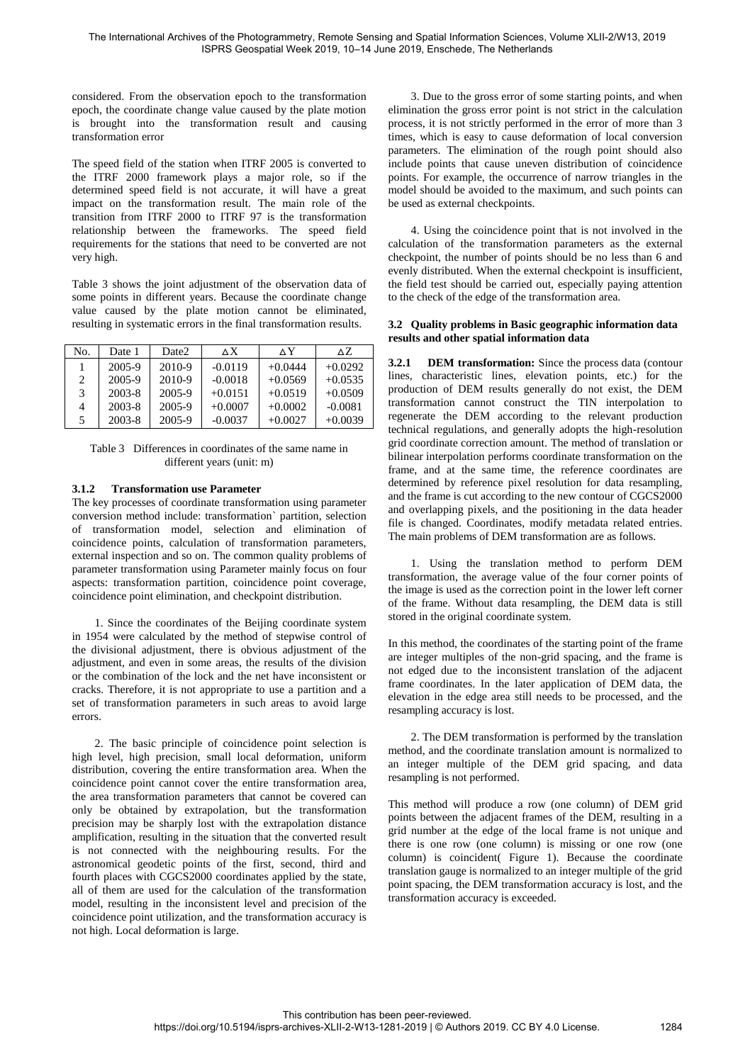considered. From the observation epoch to the transformation epoch, the coordinate change value caused by the plate motion is brought into the transformation result and causing transformation error

The speed field of the station when ITRF 2005 is converted to the ITRF 2000 framework plays a major role, so if the determined speed field is not accurate, it will have a great impact on the transformation result. The main role of the transition from ITRF 2000 to ITRF 97 is the transformation relationship between the frameworks. The speed field requirements for the stations that need to be converted are not very high.

Table 3 shows the joint adjustment of the observation data of some points in different years. Because the coordinate change value caused by the plate motion cannot be eliminated, resulting in systematic errors in the final transformation results.

| No. | Date 1 | Date2 | ΔX | ΔY | ΔZ |
|---|---|---|---|---|---|
| 1 | 2005-9 | 2010-9 | -0.0119 | +0.0444 | +0.0292 |
| 2 | 2005-9 | 2010-9 | -0.0018 | +0.0569 | +0.0535 |
| 3 | 2003-8 | 2005-9 | +0.0151 | +0.0519 | +0.0509 |
| 4 | 2003-8 | 2005-9 | +0.0007 | +0.0002 | -0.0081 |
| 5 | 2003-8 | 2005-9 | -0.0037 | +0.0027 | +0.0039 |

Table 3 Differences in coordinates of the same name in different years (unit: m)

#### 3.1.2 Transformation use Parameter

The key processes of coordinate transformation using parameter conversion method include: transformation` partition, selection of transformation model, selection and elimination of coincidence points, calculation of transformation parameters, external inspection and so on. The common quality problems of parameter transformation using Parameter mainly focus on four aspects: transformation partition, coincidence point coverage, coincidence point elimination, and checkpoint distribution.

1. Since the coordinates of the Beijing coordinate system in 1954 were calculated by the method of stepwise control of the divisional adjustment, there is obvious adjustment of the adjustment, and even in some areas, the results of the division or the combination of the lock and the net have inconsistent or cracks. Therefore, it is not appropriate to use a partition and a set of transformation parameters in such areas to avoid large errors.

2. The basic principle of coincidence point selection is high level, high precision, small local deformation, uniform distribution, covering the entire transformation area. When the coincidence point cannot cover the entire transformation area, the area transformation parameters that cannot be covered can only be obtained by extrapolation, but the transformation precision may be sharply lost with the extrapolation distance amplification, resulting in the situation that the converted result is not connected with the neighbouring results. For the astronomical geodetic points of the first, second, third and fourth places with CGCS2000 coordinates applied by the state, all of them are used for the calculation of the transformation model, resulting in the inconsistent level and precision of the coincidence point utilization, and the transformation accuracy is not high. Local deformation is large.

3. Due to the gross error of some starting points, and when elimination the gross error point is not strict in the calculation process, it is not strictly performed in the error of more than 3 times, which is easy to cause deformation of local conversion parameters. The elimination of the rough point should also include points that cause uneven distribution of coincidence points. For example, the occurrence of narrow triangles in the model should be avoided to the maximum, and such points can be used as external checkpoints.

4. Using the coincidence point that is not involved in the calculation of the transformation parameters as the external checkpoint, the number of points should be no less than 6 and evenly distributed. When the external checkpoint is insufficient, the field test should be carried out, especially paying attention to the check of the edge of the transformation area.

### 3.2 Quality problems in Basic geographic information data results and other spatial information data

**3.2.1 DEM transformation:** Since the process data (contour lines, characteristic lines, elevation points, etc.) for the production of DEM results generally do not exist, the DEM transformation cannot construct the TIN interpolation to regenerate the DEM according to the relevant production technical regulations, and generally adopts the high-resolution grid coordinate correction amount. The method of translation or bilinear interpolation performs coordinate transformation on the frame, and at the same time, the reference coordinates are determined by reference pixel resolution for data resampling, and the frame is cut according to the new contour of CGCS2000 and overlapping pixels, and the positioning in the data header file is changed. Coordinates, modify metadata related entries. The main problems of DEM transformation are as follows.

1. Using the translation method to perform DEM transformation, the average value of the four corner points of the image is used as the correction point in the lower left corner of the frame. Without data resampling, the DEM data is still stored in the original coordinate system.

In this method, the coordinates of the starting point of the frame are integer multiples of the non-grid spacing, and the frame is not edged due to the inconsistent translation of the adjacent frame coordinates. In the later application of DEM data, the elevation in the edge area still needs to be processed, and the resampling accuracy is lost.

2. The DEM transformation is performed by the translation method, and the coordinate translation amount is normalized to an integer multiple of the DEM grid spacing, and data resampling is not performed.

This method will produce a row (one column) of DEM grid points between the adjacent frames of the DEM, resulting in a grid number at the edge of the local frame is not unique and there is one row (one column) is missing or one row (one column) is coincident( Figure 1). Because the coordinate translation gauge is normalized to an integer multiple of the grid point spacing, the DEM transformation accuracy is lost, and the transformation accuracy is exceeded.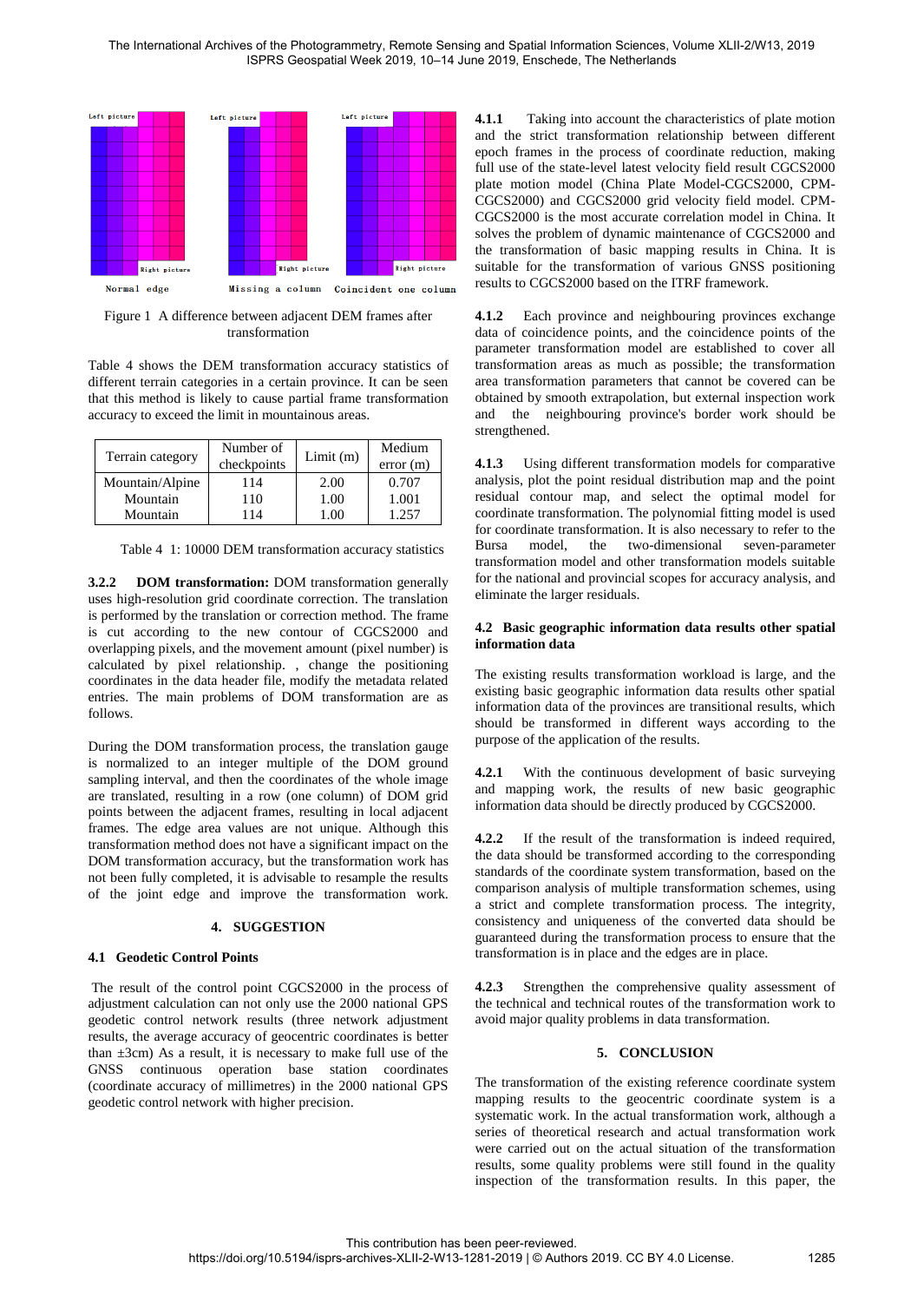Figure 1 A difference between adjacent DEM frames after transformation

Table 4 shows the DEM transformation accuracy statistics of different terrain categories in a certain province. It can be seen that this method is likely to cause partial frame transformation accuracy to exceed the limit in mountainous areas.

| Terrain category | Number of checkpoints | Limit (m) | Medium error (m) |
|---|---|---|---|
| Mountain/Alpine | 114 | 2.00 | 0.707 |
| Mountain | 110 | 1.00 | 1.001 |
| Mountain | 114 | 1.00 | 1.257 |

Table 4 1: 10000 DEM transformation accuracy statistics

**3.2.2 DOM transformation:** DOM transformation generally uses high-resolution grid coordinate correction. The translation is performed by the translation or correction method. The frame is cut according to the new contour of CGCS2000 and overlapping pixels, and the movement amount (pixel number) is calculated by pixel relationship. , change the positioning coordinates in the data header file, modify the metadata related entries. The main problems of DOM transformation are as follows.

During the DOM transformation process, the translation gauge is normalized to an integer multiple of the DOM ground sampling interval, and then the coordinates of the whole image are translated, resulting in a row (one column) of DOM grid points between the adjacent frames, resulting in local adjacent frames. The edge area values are not unique. Although this transformation method does not have a significant impact on the DOM transformation accuracy, but the transformation work has not been fully completed, it is advisable to resample the results of the joint edge and improve the transformation work.

## 4. SUGGESTION

### 4.1 Geodetic Control Points

The result of the control point CGCS2000 in the process of adjustment calculation can not only use the 2000 national GPS geodetic control network results (three network adjustment results, the average accuracy of geocentric coordinates is better than ±3cm) As a result, it is necessary to make full use of the GNSS continuous operation base station coordinates (coordinate accuracy of millimetres) in the 2000 national GPS geodetic control network with higher precision.

**4.1.1** Taking into account the characteristics of plate motion and the strict transformation relationship between different epoch frames in the process of coordinate reduction, making full use of the state-level latest velocity field result CGCS2000 plate motion model (China Plate Model-CGCS2000, CPM-CGCS2000) and CGCS2000 grid velocity field model. CPM-CGCS2000 is the most accurate correlation model in China. It solves the problem of dynamic maintenance of CGCS2000 and the transformation of basic mapping results in China. It is suitable for the transformation of various GNSS positioning results to CGCS2000 based on the ITRF framework.

**4.1.2** Each province and neighbouring provinces exchange data of coincidence points, and the coincidence points of the parameter transformation model are established to cover all transformation areas as much as possible; the transformation area transformation parameters that cannot be covered can be obtained by smooth extrapolation, but external inspection work and the neighbouring province's border work should be strengthened.

**4.1.3** Using different transformation models for comparative analysis, plot the point residual distribution map and the point residual contour map, and select the optimal model for coordinate transformation. The polynomial fitting model is used for coordinate transformation. It is also necessary to refer to the Bursa model, the two-dimensional seven-parameter transformation model and other transformation models suitable for the national and provincial scopes for accuracy analysis, and eliminate the larger residuals.

### 4.2 Basic geographic information data results other spatial information data

The existing results transformation workload is large, and the existing basic geographic information data results other spatial information data of the provinces are transitional results, which should be transformed in different ways according to the purpose of the application of the results.

**4.2.1** With the continuous development of basic surveying and mapping work, the results of new basic geographic information data should be directly produced by CGCS2000.

**4.2.2** If the result of the transformation is indeed required, the data should be transformed according to the corresponding standards of the coordinate system transformation, based on the comparison analysis of multiple transformation schemes, using a strict and complete transformation process. The integrity, consistency and uniqueness of the converted data should be guaranteed during the transformation process to ensure that the transformation is in place and the edges are in place.

**4.2.3** Strengthen the comprehensive quality assessment of the technical and technical routes of the transformation work to avoid major quality problems in data transformation.

## 5. CONCLUSION

The transformation of the existing reference coordinate system mapping results to the geocentric coordinate system is a systematic work. In the actual transformation work, although a series of theoretical research and actual transformation work were carried out on the actual situation of the transformation results, some quality problems were still found in the quality inspection of the transformation results. In this paper, the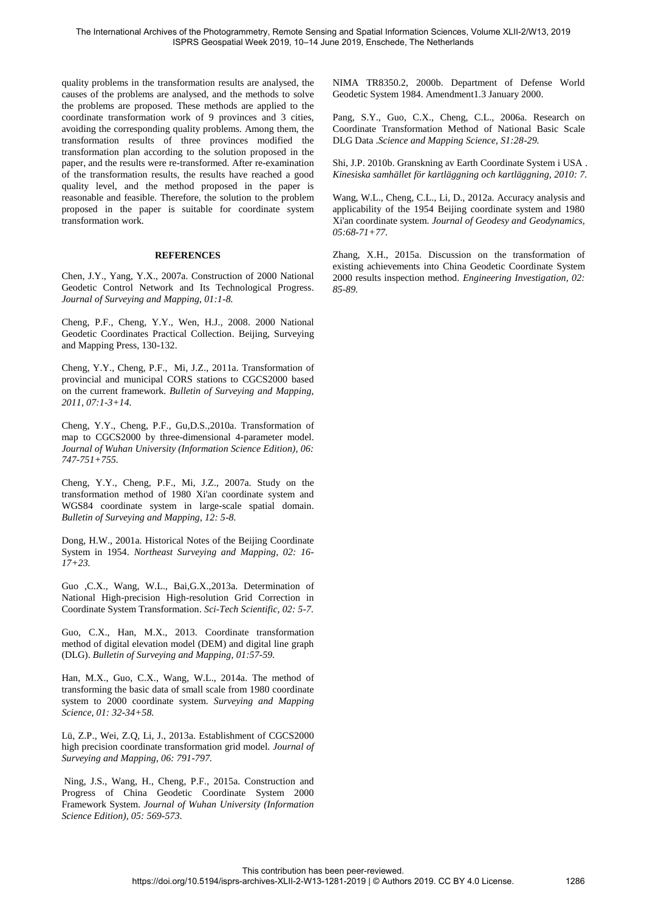quality problems in the transformation results are analysed, the causes of the problems are analysed, and the methods to solve the problems are proposed. These methods are applied to the coordinate transformation work of 9 provinces and 3 cities, avoiding the corresponding quality problems. Among them, the transformation results of three provinces modified the transformation plan according to the solution proposed in the paper, and the results were re-transformed. After re-examination of the transformation results, the results have reached a good quality level, and the method proposed in the paper is reasonable and feasible. Therefore, the solution to the problem proposed in the paper is suitable for coordinate system transformation work.

## REFERENCES

Chen, J.Y., Yang, Y.X., 2007a. Construction of 2000 National Geodetic Control Network and Its Technological Progress. *Journal of Surveying and Mapping, 01:1-8.*

Cheng, P.F., Cheng, Y.Y., Wen, H.J., 2008. 2000 National Geodetic Coordinates Practical Collection. Beijing, Surveying and Mapping Press, 130-132.

Cheng, Y.Y., Cheng, P.F., Mi, J.Z., 2011a. Transformation of provincial and municipal CORS stations to CGCS2000 based on the current framework. *Bulletin of Surveying and Mapping, 2011, 07:1-3+14.*

Cheng, Y.Y., Cheng, P.F., Gu,D.S.,2010a. Transformation of map to CGCS2000 by three-dimensional 4-parameter model. *Journal of Wuhan University (Information Science Edition), 06: 747-751+755.*

Cheng, Y.Y., Cheng, P.F., Mi, J.Z., 2007a. Study on the transformation method of 1980 Xi'an coordinate system and WGS84 coordinate system in large-scale spatial domain. *Bulletin of Surveying and Mapping, 12: 5-8.*

Dong, H.W., 2001a. Historical Notes of the Beijing Coordinate System in 1954. *Northeast Surveying and Mapping, 02: 16-17+23.*

Guo ,C.X., Wang, W.L., Bai,G.X.,2013a. Determination of National High-precision High-resolution Grid Correction in Coordinate System Transformation. *Sci-Tech Scientific, 02: 5-7.*

Guo, C.X., Han, M.X., 2013. Coordinate transformation method of digital elevation model (DEM) and digital line graph (DLG). *Bulletin of Surveying and Mapping, 01:57-59.*

Han, M.X., Guo, C.X., Wang, W.L., 2014a. The method of transforming the basic data of small scale from 1980 coordinate system to 2000 coordinate system. *Surveying and Mapping Science, 01: 32-34+58.*

Lü, Z.P., Wei, Z.Q, Li, J., 2013a. Establishment of CGCS2000 high precision coordinate transformation grid model. *Journal of Surveying and Mapping, 06: 791-797.*

Ning, J.S., Wang, H., Cheng, P.F., 2015a. Construction and Progress of China Geodetic Coordinate System 2000 Framework System. *Journal of Wuhan University (Information Science Edition), 05: 569-573.*

NIMA TR8350.2, 2000b. Department of Defense World Geodetic System 1984. Amendment1.3 January 2000.

Pang, S.Y., Guo, C.X., Cheng, C.L., 2006a. Research on Coordinate Transformation Method of National Basic Scale DLG Data .*Science and Mapping Science, S1:28-29.*

Shi, J.P. 2010b. Granskning av Earth Coordinate System i USA . *Kinesiska samhället för kartläggning och kartläggning, 2010: 7.*

Wang, W.L., Cheng, C.L., Li, D., 2012a. Accuracy analysis and applicability of the 1954 Beijing coordinate system and 1980 Xi'an coordinate system. *Journal of Geodesy and Geodynamics, 05:68-71+77.*

Zhang, X.H., 2015a. Discussion on the transformation of existing achievements into China Geodetic Coordinate System 2000 results inspection method. *Engineering Investigation, 02: 85-89.*